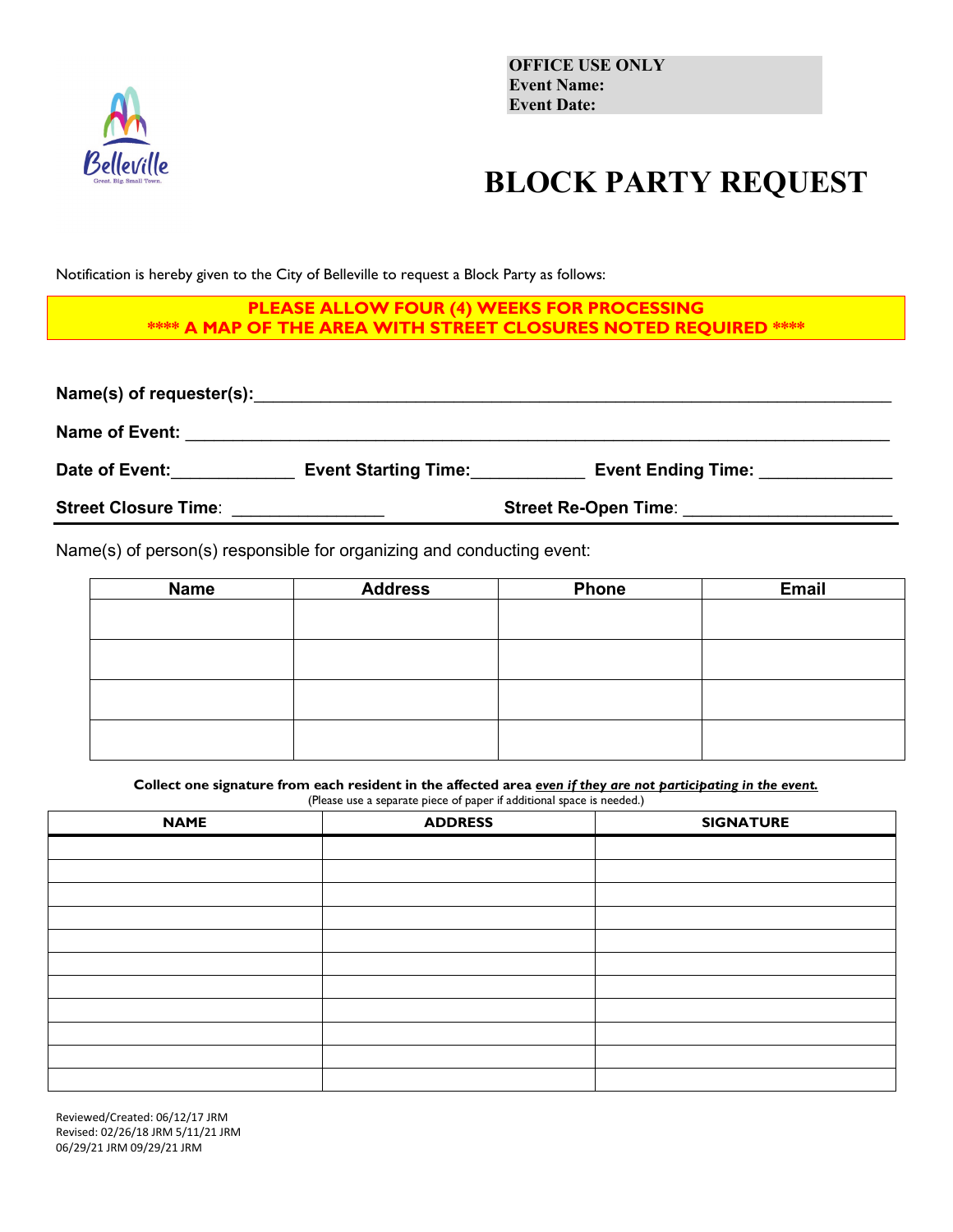**OFFICE USE ONLY**
**Event Name:**
**Event Date:**

Belleville
Great. Big. Small Town.

# BLOCK PARTY REQUEST

Notification is hereby given to the City of Belleville to request a Block Party as follows:

**PLEASE ALLOW FOUR (4) WEEKS FOR PROCESSING**
**\*\*\*\* A MAP OF THE AREA WITH STREET CLOSURES NOTED REQUIRED \*\*\*\***

**Name(s) of requester(s):**_______________________________________________

**Name of Event:** _______________________________________________

**Date of Event:**_____________ **Event Starting Time:**____________ **Event Ending Time:** ______________

**Street Closure Time**: ________________ **Street Re-Open Time**: ______________________

Name(s) of person(s) responsible for organizing and conducting event:

| Name | Address | Phone | Email |
|---|---|---|---|
| | | | |
| | | | |
| | | | |
| | | | |

**Collect one signature from each resident in the affected area *even if they are not participating in the event.***
(Please use a separate piece of paper if additional space is needed.)

| NAME | ADDRESS | SIGNATURE |
|---|---|---|
| | | |
| | | |
| | | |
| | | |
| | | |
| | | |
| | | |
| | | |
| | | |
| | | |
| | | |

Reviewed/Created: 06/12/17 JRM
Revised: 02/26/18 JRM 5/11/21 JRM
06/29/21 JRM 09/29/21 JRM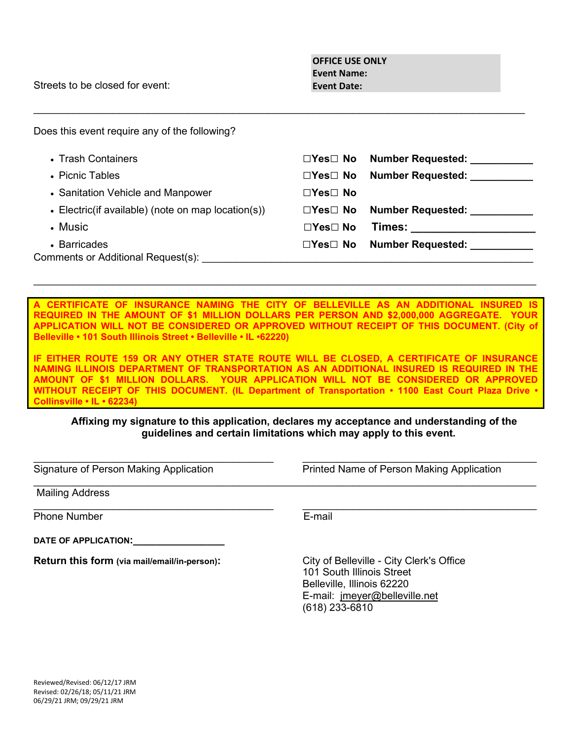**OFFICE USE ONLY**
**Event Name:**
**Event Date:**

Streets to be closed for event:

______________________________________________________________________________

Does this event require any of the following?

- Trash Containers ☐Yes☐ No **Number Requested: ___________**
- Picnic Tables ☐Yes☐ No **Number Requested: ___________**
- Sanitation Vehicle and Manpower ☐Yes☐ No
- Electric(if available) (note on map location(s)) ☐Yes☐ No **Number Requested: ___________**
- Music ☐Yes☐ No **Times: _____________________**
- Barricades ☐Yes☐ No **Number Requested: ___________**

Comments or Additional Request(s): ____________________________________________________________

______________________________________________________________________________

**A CERTIFICATE OF INSURANCE NAMING THE CITY OF BELLEVILLE AS AN ADDITIONAL INSURED IS REQUIRED IN THE AMOUNT OF $1 MILLION DOLLARS PER PERSON AND $2,000,000 AGGREGATE. YOUR APPLICATION WILL NOT BE CONSIDERED OR APPROVED WITHOUT RECEIPT OF THIS DOCUMENT. (City of Belleville • 101 South Illinois Street • Belleville • IL •62220)**

**IF EITHER ROUTE 159 OR ANY OTHER STATE ROUTE WILL BE CLOSED, A CERTIFICATE OF INSURANCE NAMING ILLINOIS DEPARTMENT OF TRANSPORTATION AS AN ADDITIONAL INSURED IS REQUIRED IN THE AMOUNT OF $1 MILLION DOLLARS. YOUR APPLICATION WILL NOT BE CONSIDERED OR APPROVED WITHOUT RECEIPT OF THIS DOCUMENT. (IL Department of Transportation • 1100 East Court Plaza Drive • Collinsville • IL • 62234)**

**Affixing my signature to this application, declares my acceptance and understanding of the guidelines and certain limitations which may apply to this event.**

_________________________________________ _________________________________________
Signature of Person Making Application Printed Name of Person Making Application

______________________________________________________________________________
Mailing Address

_________________________________________ _________________________________________
Phone Number E-mail

**DATE OF APPLICATION:_________________**

**Return this form** **(via mail/email/in-person):**

City of Belleville - City Clerk's Office
101 South Illinois Street
Belleville, Illinois 62220
E-mail: jmeyer@belleville.net
(618) 233-6810

Reviewed/Revised: 06/12/17 JRM
Revised: 02/26/18; 05/11/21 JRM
06/29/21 JRM; 09/29/21 JRM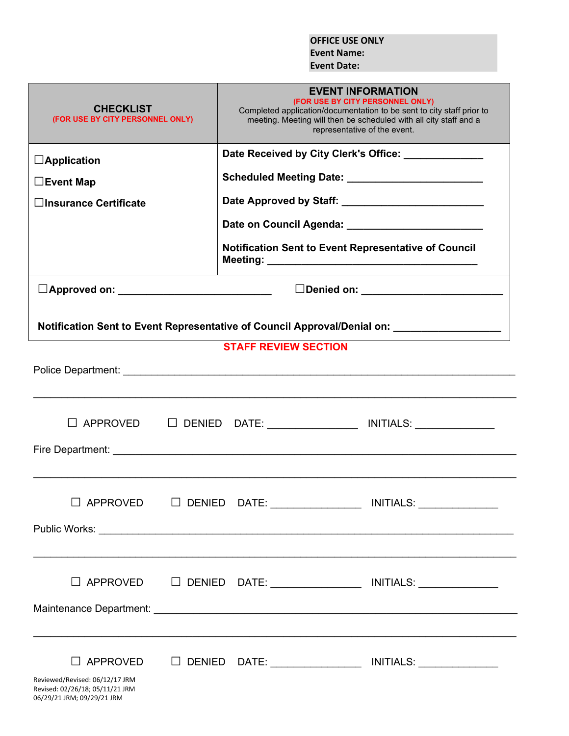**OFFICE USE ONLY**
**Event Name:**
**Event Date:**

| **CHECKLIST** (FOR USE BY CITY PERSONNEL ONLY) | **EVENT INFORMATION** (FOR USE BY CITY PERSONNEL ONLY) Completed application/documentation to be sent to city staff prior to meeting. Meeting will then be scheduled with all city staff and a representative of the event. |
|---|---|
| ☐**Application**<br>☐**Event Map**<br>☐**Insurance Certificate** | **Date Received by City Clerk's Office:** ______________<br>**Scheduled Meeting Date:** ________________________<br>**Date Approved by Staff:** _________________________<br>**Date on Council Agenda:** ________________________<br>**Notification Sent to Event Representative of Council Meeting:** ______________________________________ |

☐**Approved on:** ___________________________ ☐**Denied on:** _________________________

**Notification Sent to Event Representative of Council Approval/Denial on:** __________________

## STAFF REVIEW SECTION

Police Department: ______________________________________________________________________

_____________________________________________________________________________________

☐ APPROVED ☐ DENIED DATE: _______________ INITIALS: _____________

Fire Department: ________________________________________________________________________

_____________________________________________________________________________________

☐ APPROVED ☐ DENIED DATE: _______________ INITIALS: _____________

Public Works: __________________________________________________________________________

_____________________________________________________________________________________

☐ APPROVED ☐ DENIED DATE: _______________ INITIALS: _____________

Maintenance Department: _________________________________________________________________

_____________________________________________________________________________________

☐ APPROVED ☐ DENIED DATE: _______________ INITIALS: _____________

Reviewed/Revised: 06/12/17 JRM
Revised: 02/26/18; 05/11/21 JRM
06/29/21 JRM; 09/29/21 JRM